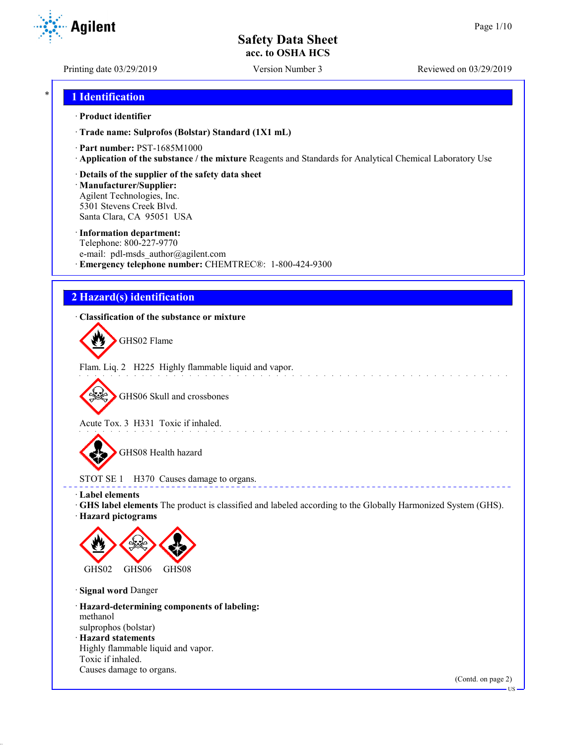# Safety Data Sheet
**acc. to OSHA HCS**

Printing date 03/29/2019 | Version Number 3 | Reviewed on 03/29/2019

## 1 Identification

· **Product identifier**

· **Trade name: Sulprofos (Bolstar) Standard (1X1 mL)**

· **Part number:** PST-1685M1000

· **Application of the substance / the mixture** Reagents and Standards for Analytical Chemical Laboratory Use

· **Details of the supplier of the safety data sheet**

· **Manufacturer/Supplier:**
Agilent Technologies, Inc.
5301 Stevens Creek Blvd.
Santa Clara, CA 95051 USA

· **Information department:**
Telephone: 800-227-9770
e-mail: pdl-msds_author@agilent.com

· **Emergency telephone number:** CHEMTREC®: 1-800-424-9300

## 2 Hazard(s) identification

· **Classification of the substance or mixture**

GHS02 Flame

Flam. Liq. 2 H225 Highly flammable liquid and vapor.

GHS06 Skull and crossbones

Acute Tox. 3 H331 Toxic if inhaled.

GHS08 Health hazard

STOT SE 1 H370 Causes damage to organs.

· **Label elements**

· **GHS label elements** The product is classified and labeled according to the Globally Harmonized System (GHS).

· **Hazard pictograms**

GHS02 GHS06 GHS08

· **Signal word** Danger

· **Hazard-determining components of labeling:**
methanol
sulprophos (bolstar)

· **Hazard statements**
Highly flammable liquid and vapor.
Toxic if inhaled.
Causes damage to organs.

(Contd. on page 2)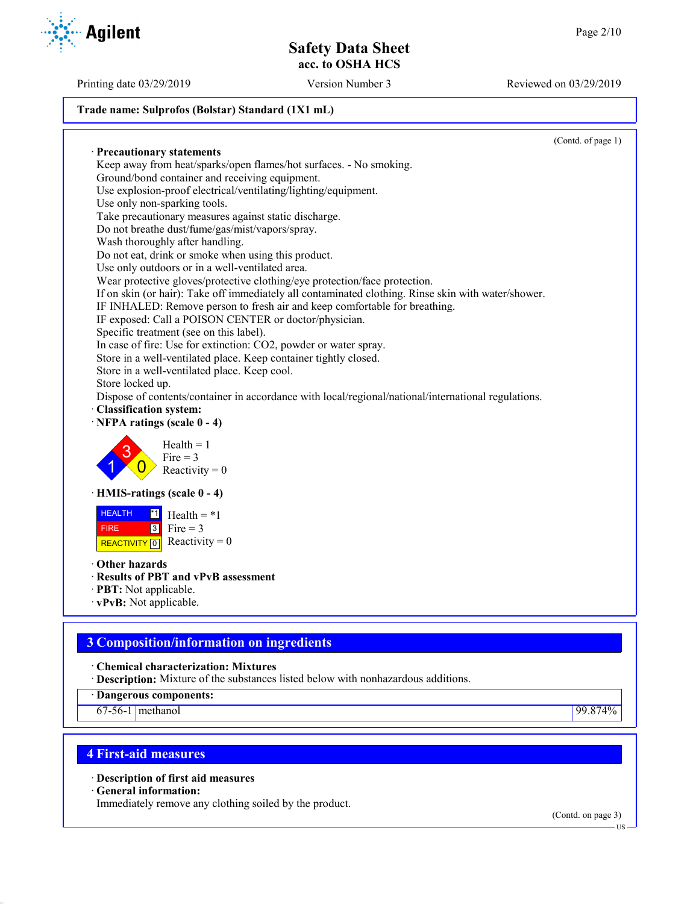Safety Data Sheet
acc. to OSHA HCS

Printing date 03/29/2019 Version Number 3 Reviewed on 03/29/2019

**Trade name: Sulprofos (Bolstar) Standard (1X1 mL)**

(Contd. of page 1)

· **Precautionary statements**
Keep away from heat/sparks/open flames/hot surfaces. - No smoking.
Ground/bond container and receiving equipment.
Use explosion-proof electrical/ventilating/lighting/equipment.
Use only non-sparking tools.
Take precautionary measures against static discharge.
Do not breathe dust/fume/gas/mist/vapors/spray.
Wash thoroughly after handling.
Do not eat, drink or smoke when using this product.
Use only outdoors or in a well-ventilated area.
Wear protective gloves/protective clothing/eye protection/face protection.
If on skin (or hair): Take off immediately all contaminated clothing. Rinse skin with water/shower.
IF INHALED: Remove person to fresh air and keep comfortable for breathing.
IF exposed: Call a POISON CENTER or doctor/physician.
Specific treatment (see on this label).
In case of fire: Use for extinction: $CO_2$, powder or water spray.
Store in a well-ventilated place. Keep container tightly closed.
Store in a well-ventilated place. Keep cool.
Store locked up.
Dispose of contents/container in accordance with local/regional/national/international regulations.

· **Classification system:**
· **NFPA ratings (scale 0 - 4)**

Health = 1
Fire = 3
Reactivity = 0

· **HMIS-ratings (scale 0 - 4)**

| HEALTH | *1 |
|---|---|
| FIRE | 3 |
| REACTIVITY | 0 |

Health = *1
Fire = 3
Reactivity = 0

· **Other hazards**
· **Results of PBT and vPvB assessment**
· **PBT:** Not applicable.
· **vPvB:** Not applicable.

## 3 Composition/information on ingredients

· **Chemical characterization: Mixtures**
· **Description:** Mixture of the substances listed below with nonhazardous additions.

· **Dangerous components:**

| | | |
|---|---|---|
| 67-56-1 | methanol | 99.874% |

## 4 First-aid measures

· **Description of first aid measures**
· **General information:**
Immediately remove any clothing soiled by the product.

(Contd. on page 3)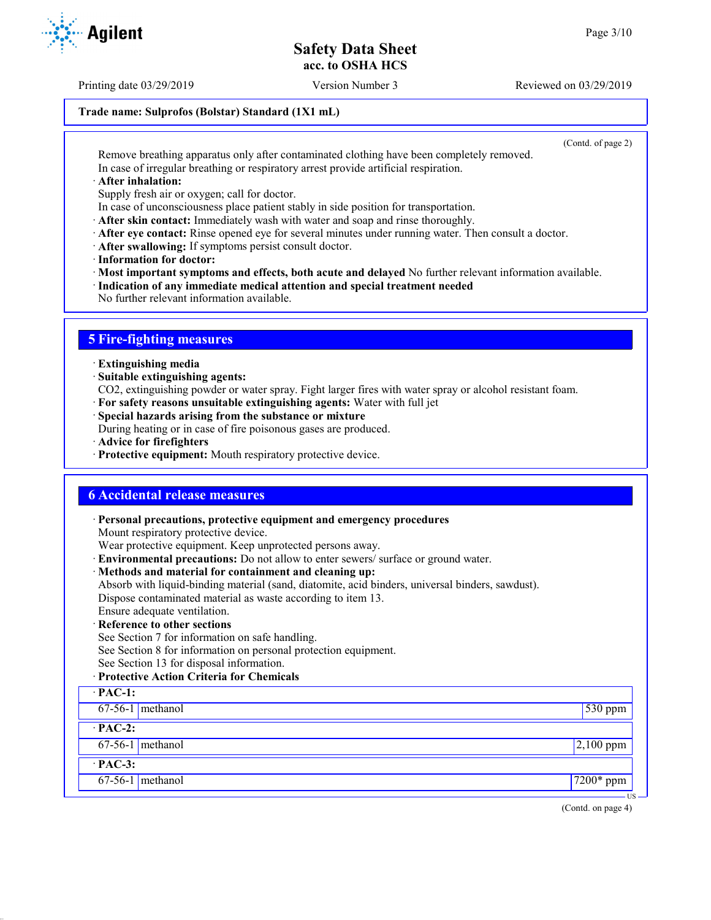Trade name: Sulprofos (Bolstar) Standard (1X1 mL)

(Contd. of page 2)

Remove breathing apparatus only after contaminated clothing have been completely removed.
In case of irregular breathing or respiratory arrest provide artificial respiration.

· **After inhalation:**
Supply fresh air or oxygen; call for doctor.
In case of unconsciousness place patient stably in side position for transportation.
· **After skin contact:** Immediately wash with water and soap and rinse thoroughly.
· **After eye contact:** Rinse opened eye for several minutes under running water. Then consult a doctor.
· **After swallowing:** If symptoms persist consult doctor.
· **Information for doctor:**
· **Most important symptoms and effects, both acute and delayed** No further relevant information available.
· **Indication of any immediate medical attention and special treatment needed**
No further relevant information available.

## 5 Fire-fighting measures

· **Extinguishing media**
· **Suitable extinguishing agents:**
$CO_2$, extinguishing powder or water spray. Fight larger fires with water spray or alcohol resistant foam.
· **For safety reasons unsuitable extinguishing agents:** Water with full jet
· **Special hazards arising from the substance or mixture**
During heating or in case of fire poisonous gases are produced.
· **Advice for firefighters**
· **Protective equipment:** Mouth respiratory protective device.

## 6 Accidental release measures

· **Personal precautions, protective equipment and emergency procedures**
Mount respiratory protective device.
Wear protective equipment. Keep unprotected persons away.
· **Environmental precautions:** Do not allow to enter sewers/ surface or ground water.
· **Methods and material for containment and cleaning up:**
Absorb with liquid-binding material (sand, diatomite, acid binders, universal binders, sawdust).
Dispose contaminated material as waste according to item 13.
Ensure adequate ventilation.
· **Reference to other sections**
See Section 7 for information on safe handling.
See Section 8 for information on personal protection equipment.
See Section 13 for disposal information.
· **Protective Action Criteria for Chemicals**

| · **PAC-1:** | | |
|---|---|---|
| 67-56-1 | methanol | 530 ppm |
| · **PAC-2:** | | |
| 67-56-1 | methanol | 2,100 ppm |
| · **PAC-3:** | | |
| 67-56-1 | methanol | 7200* ppm |

(Contd. on page 4)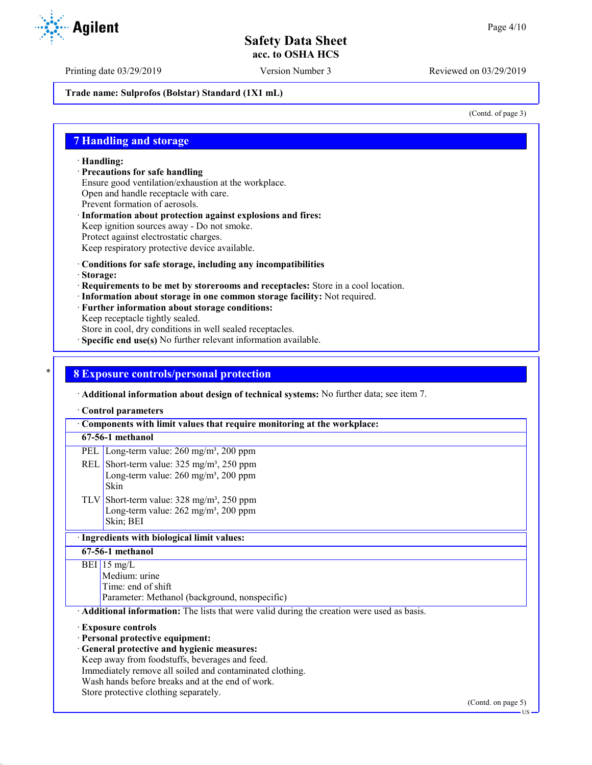Trade name: Sulprofos (Bolstar) Standard (1X1 mL)

(Contd. of page 3)

## 7 Handling and storage

· **Handling:**
· **Precautions for safe handling**
Ensure good ventilation/exhaustion at the workplace.
Open and handle receptacle with care.
Prevent formation of aerosols.
· **Information about protection against explosions and fires:**
Keep ignition sources away - Do not smoke.
Protect against electrostatic charges.
Keep respiratory protective device available.

· **Conditions for safe storage, including any incompatibilities**
· **Storage:**
· **Requirements to be met by storerooms and receptacles:** Store in a cool location.
· **Information about storage in one common storage facility:** Not required.
· **Further information about storage conditions:**
Keep receptacle tightly sealed.
Store in cool, dry conditions in well sealed receptacles.
· **Specific end use(s)** No further relevant information available.

## 8 Exposure controls/personal protection

· **Additional information about design of technical systems:** No further data; see item 7.

· **Control parameters**

| · Components with limit values that require monitoring at the workplace: | |
|---|---|
| **67-56-1 methanol** | |
| PEL | Long-term value: 260 mg/m³, 200 ppm |
| REL | Short-term value: 325 mg/m³, 250 ppm<br>Long-term value: 260 mg/m³, 200 ppm<br>Skin |
| TLV | Short-term value: 328 mg/m³, 250 ppm<br>Long-term value: 262 mg/m³, 200 ppm<br>Skin; BEI |

| · Ingredients with biological limit values: | |
|---|---|
| **67-56-1 methanol** | |
| BEI | 15 mg/L<br>Medium: urine<br>Time: end of shift<br>Parameter: Methanol (background, nonspecific) |

· **Additional information:** The lists that were valid during the creation were used as basis.

· **Exposure controls**
· **Personal protective equipment:**
· **General protective and hygienic measures:**
Keep away from foodstuffs, beverages and feed.
Immediately remove all soiled and contaminated clothing.
Wash hands before breaks and at the end of work.
Store protective clothing separately.

(Contd. on page 5)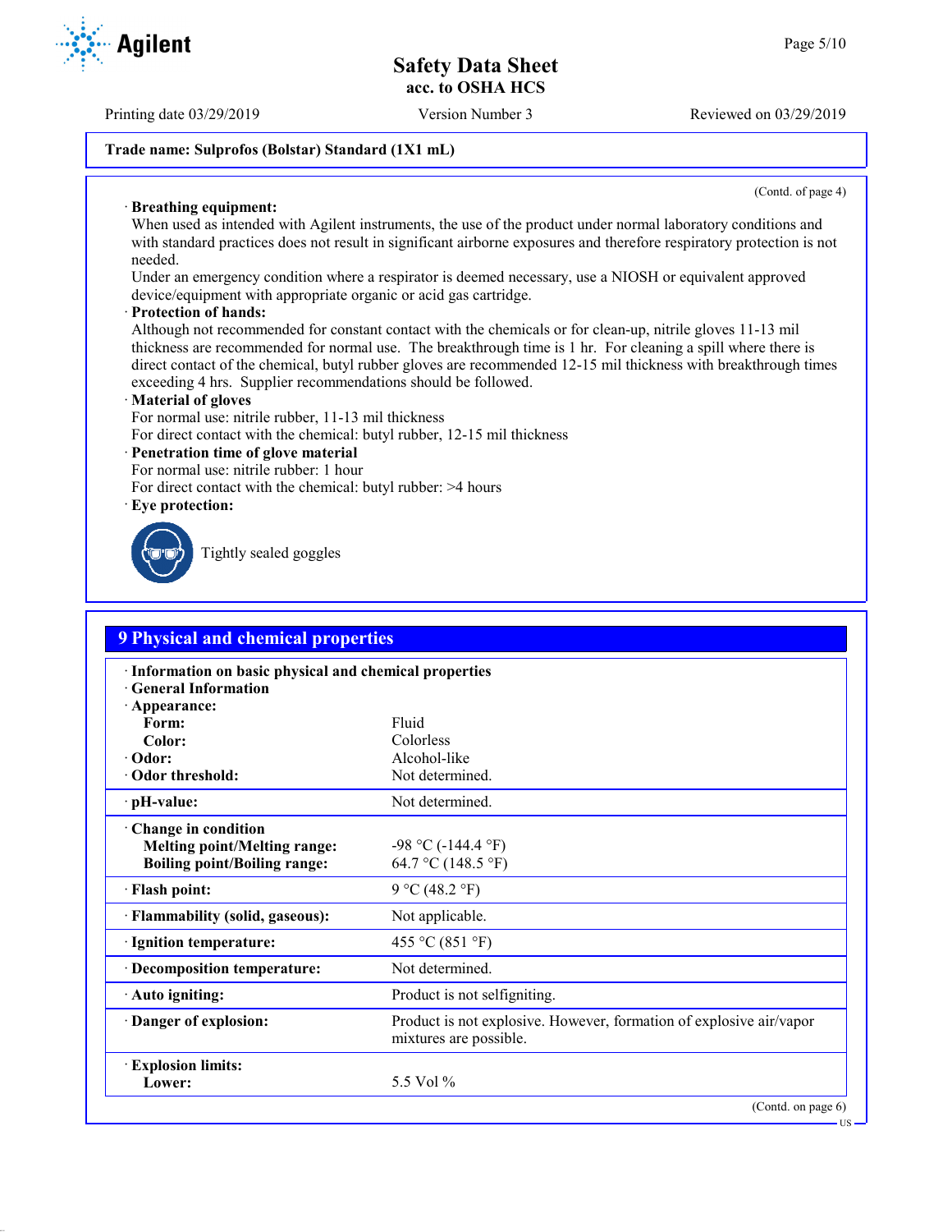**Trade name: Sulprofos (Bolstar) Standard (1X1 mL)**

(Contd. of page 4)

· **Breathing equipment:**
When used as intended with Agilent instruments, the use of the product under normal laboratory conditions and with standard practices does not result in significant airborne exposures and therefore respiratory protection is not needed.
Under an emergency condition where a respirator is deemed necessary, use a NIOSH or equivalent approved device/equipment with appropriate organic or acid gas cartridge.

· **Protection of hands:**
Although not recommended for constant contact with the chemicals or for clean-up, nitrile gloves 11-13 mil thickness are recommended for normal use. The breakthrough time is 1 hr. For cleaning a spill where there is direct contact of the chemical, butyl rubber gloves are recommended 12-15 mil thickness with breakthrough times exceeding 4 hrs. Supplier recommendations should be followed.

· **Material of gloves**
For normal use: nitrile rubber, 11-13 mil thickness
For direct contact with the chemical: butyl rubber, 12-15 mil thickness

· **Penetration time of glove material**
For normal use: nitrile rubber: 1 hour
For direct contact with the chemical: butyl rubber: >4 hours

· **Eye protection:**

Tightly sealed goggles

## 9 Physical and chemical properties

| | |
|---|---|
| · **Information on basic physical and chemical properties** | |
| · **General Information** | |
| · **Appearance:** | |
| **Form:** | Fluid |
| **Color:** | Colorless |
| · **Odor:** | Alcohol-like |
| · **Odor threshold:** | Not determined. |
| · **pH-value:** | Not determined. |
| · **Change in condition** | |
| **Melting point/Melting range:** | -98 °C (-144.4 °F) |
| **Boiling point/Boiling range:** | 64.7 °C (148.5 °F) |
| · **Flash point:** | 9 °C (48.2 °F) |
| · **Flammability (solid, gaseous):** | Not applicable. |
| · **Ignition temperature:** | 455 °C (851 °F) |
| · **Decomposition temperature:** | Not determined. |
| · **Auto igniting:** | Product is not selfigniting. |
| · **Danger of explosion:** | Product is not explosive. However, formation of explosive air/vapor mixtures are possible. |
| · **Explosion limits:** | |
| **Lower:** | 5.5 Vol % |

(Contd. on page 6)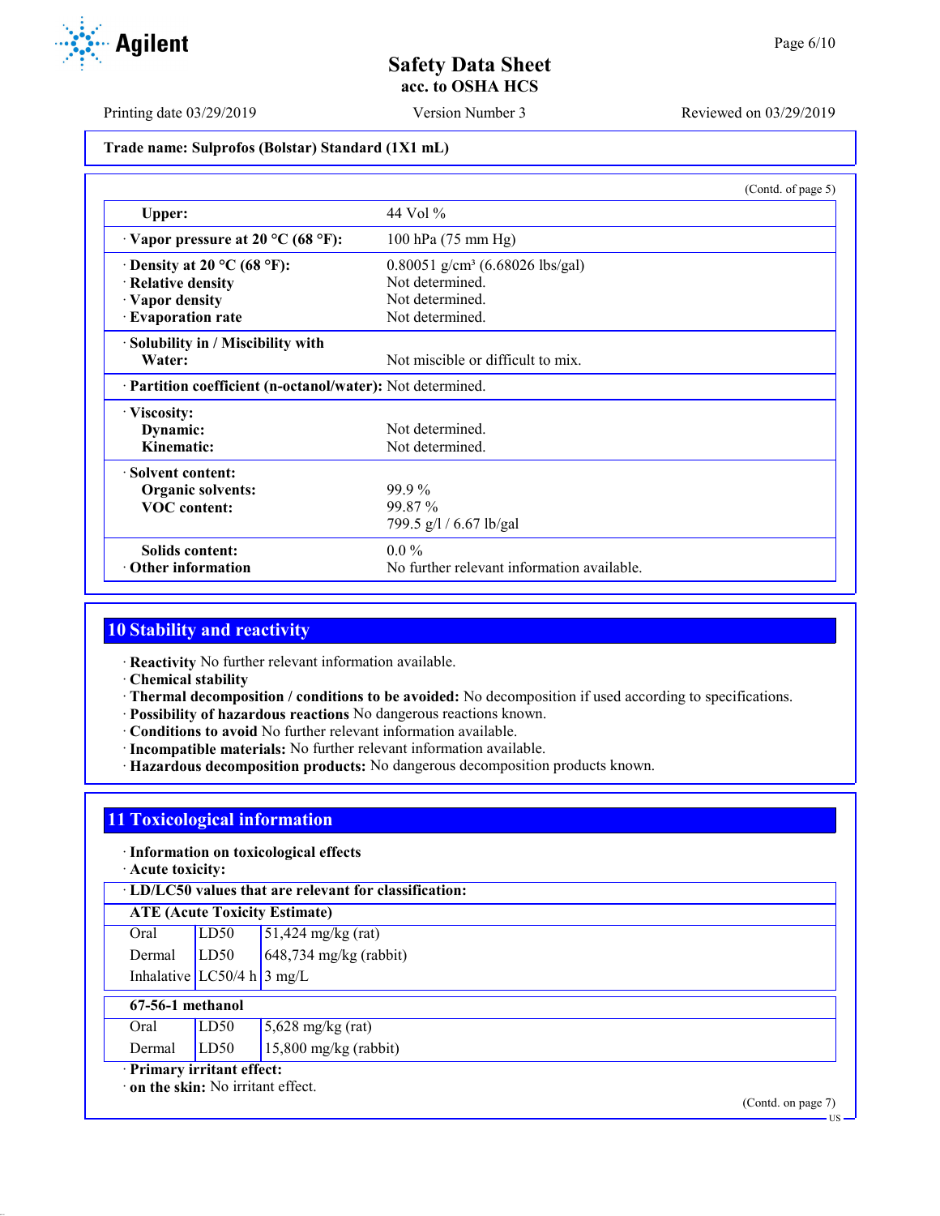Trade name: Sulprofos (Bolstar) Standard (1X1 mL)

(Contd. of page 5)

| | |
|---|---|
| **Upper:** | 44 Vol % |
| · **Vapor pressure at 20 °C (68 °F):** | 100 hPa (75 mm Hg) |
| · **Density at 20 °C (68 °F):** | 0.80051 g/cm³ (6.68026 lbs/gal) |
| · **Relative density** | Not determined. |
| · **Vapor density** | Not determined. |
| · **Evaporation rate** | Not determined. |
| · **Solubility in / Miscibility with Water:** | Not miscible or difficult to mix. |
| · **Partition coefficient (n-octanol/water):** | Not determined. |
| · **Viscosity:** | |
| **Dynamic:** | Not determined. |
| **Kinematic:** | Not determined. |
| · **Solvent content:** | |
| **Organic solvents:** | 99.9 % |
| **VOC content:** | 99.87 % |
| | 799.5 g/l / 6.67 lb/gal |
| **Solids content:** | 0.0 % |
| · **Other information** | No further relevant information available. |

## 10 Stability and reactivity

· **Reactivity** No further relevant information available.
· **Chemical stability**
· **Thermal decomposition / conditions to be avoided:** No decomposition if used according to specifications.
· **Possibility of hazardous reactions** No dangerous reactions known.
· **Conditions to avoid** No further relevant information available.
· **Incompatible materials:** No further relevant information available.
· **Hazardous decomposition products:** No dangerous decomposition products known.

## 11 Toxicological information

· **Information on toxicological effects**
· **Acute toxicity:**

| · **LD/LC50 values that are relevant for classification:** | | |
|---|---|---|
| **ATE (Acute Toxicity Estimate)** | | |
| Oral | LD50 | 51,424 mg/kg (rat) |
| Dermal | LD50 | 648,734 mg/kg (rabbit) |
| Inhalative | LC50/4 h | 3 mg/L |
| **67-56-1 methanol** | | |
| Oral | LD50 | 5,628 mg/kg (rat) |
| Dermal | LD50 | 15,800 mg/kg (rabbit) |

· **Primary irritant effect:**
· **on the skin:** No irritant effect.

(Contd. on page 7)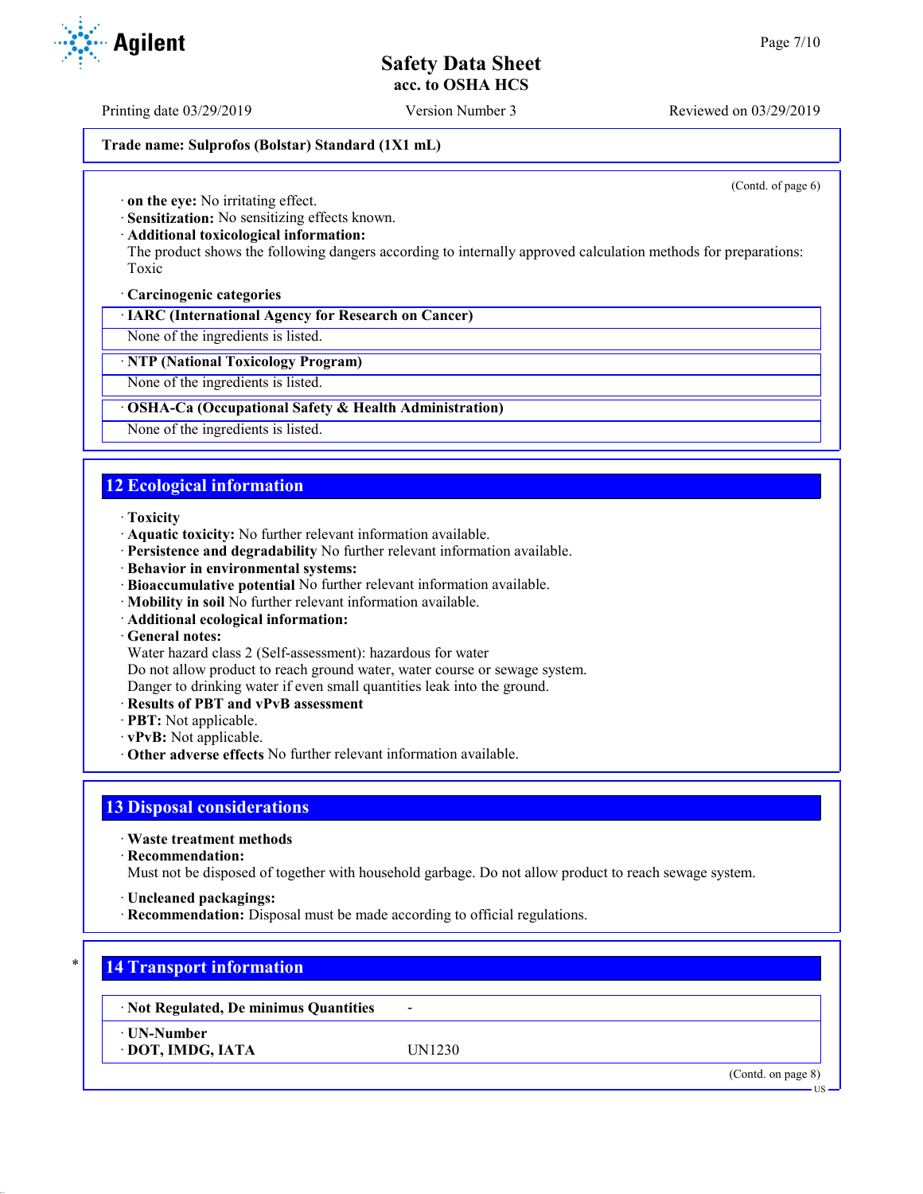Trade name: Sulprofos (Bolstar) Standard (1X1 mL)

(Contd. of page 6)

· **on the eye:** No irritating effect.
· **Sensitization:** No sensitizing effects known.
· **Additional toxicological information:**
The product shows the following dangers according to internally approved calculation methods for preparations:
Toxic

· **Carcinogenic categories**

| · IARC (International Agency for Research on Cancer) |
|---|
| None of the ingredients is listed. |

| · NTP (National Toxicology Program) |
|---|
| None of the ingredients is listed. |

| · OSHA-Ca (Occupational Safety & Health Administration) |
|---|
| None of the ingredients is listed. |

## 12 Ecological information

· **Toxicity**
· **Aquatic toxicity:** No further relevant information available.
· **Persistence and degradability** No further relevant information available.
· **Behavior in environmental systems:**
· **Bioaccumulative potential** No further relevant information available.
· **Mobility in soil** No further relevant information available.
· **Additional ecological information:**
· **General notes:**
Water hazard class 2 (Self-assessment): hazardous for water
Do not allow product to reach ground water, water course or sewage system.
Danger to drinking water if even small quantities leak into the ground.
· **Results of PBT and vPvB assessment**
· **PBT:** Not applicable.
· **vPvB:** Not applicable.
· **Other adverse effects** No further relevant information available.

## 13 Disposal considerations

· **Waste treatment methods**
· **Recommendation:**
Must not be disposed of together with household garbage. Do not allow product to reach sewage system.

· **Uncleaned packagings:**
· **Recommendation:** Disposal must be made according to official regulations.

## * 14 Transport information

| · Not Regulated, De minimus Quantities | - |
|---|---|
| · UN-Number<br>· DOT, IMDG, IATA | UN1230 |

(Contd. on page 8)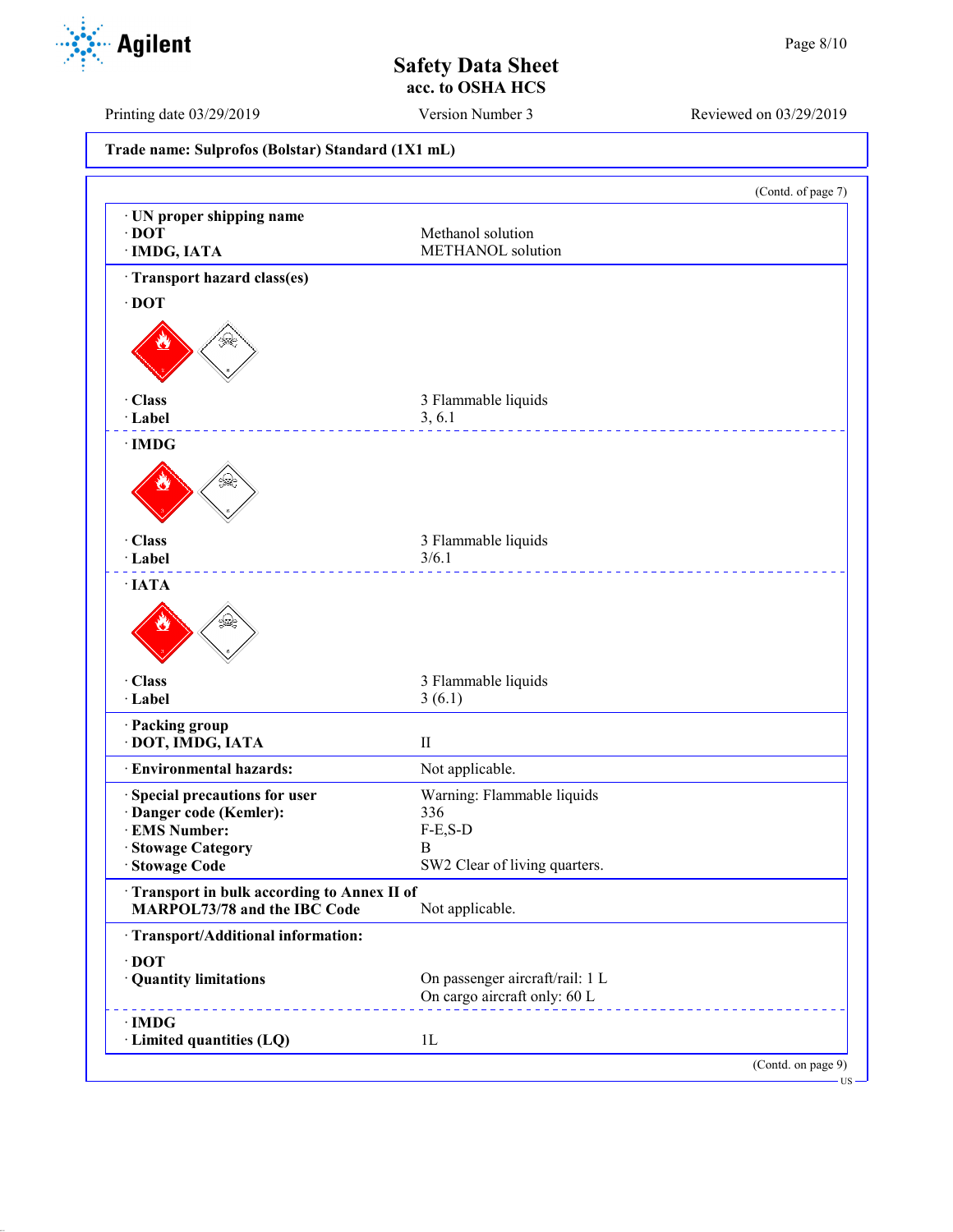**Trade name: Sulprofos (Bolstar) Standard (1X1 mL)**

(Contd. of page 7)

· **UN proper shipping name**
· **DOT** — Methanol solution
· **IMDG, IATA** — METHANOL solution

· **Transport hazard class(es)**

· **DOT**

· **Class** — 3 Flammable liquids
· **Label** — 3, 6.1

· **IMDG**

· **Class** — 3 Flammable liquids
· **Label** — 3/6.1

· **IATA**

· **Class** — 3 Flammable liquids
· **Label** — 3 (6.1)

· **Packing group**
· **DOT, IMDG, IATA** — II

· **Environmental hazards:** — Not applicable.

· **Special precautions for user** — Warning: Flammable liquids
· **Danger code (Kemler):** — 336
· **EMS Number:** — F-E,S-D
· **Stowage Category** — B
· **Stowage Code** — SW2 Clear of living quarters.

· **Transport in bulk according to Annex II of MARPOL73/78 and the IBC Code** — Not applicable.

· **Transport/Additional information:**

· **DOT**
· **Quantity limitations** — On passenger aircraft/rail: 1 L
On cargo aircraft only: 60 L

· **IMDG**
· **Limited quantities (LQ)** — 1L

(Contd. on page 9)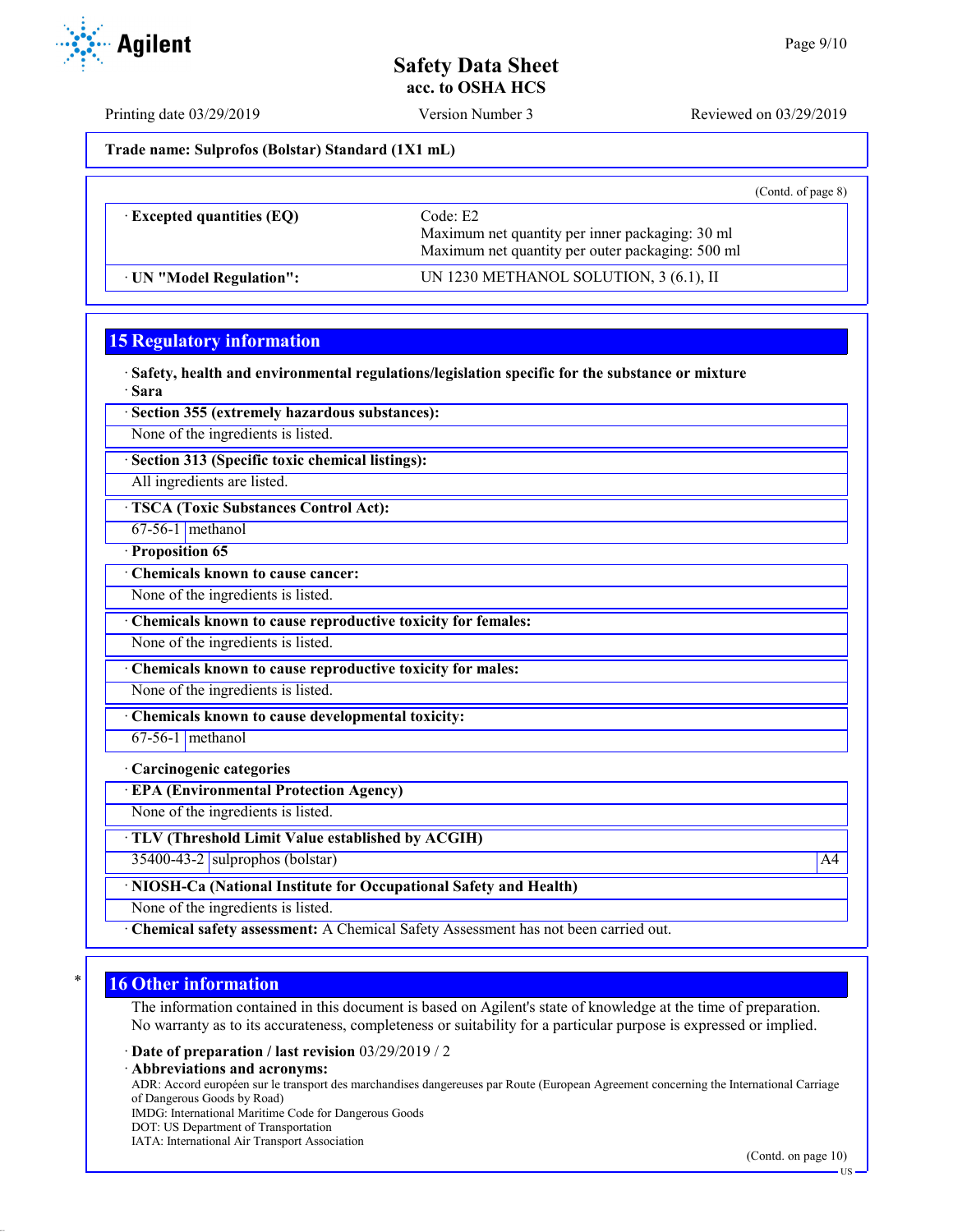**Trade name: Sulprofos (Bolstar) Standard (1X1 mL)**

(Contd. of page 8)

| · Excepted quantities (EQ) | Code: E2<br>Maximum net quantity per inner packaging: 30 ml<br>Maximum net quantity per outer packaging: 500 ml |
|---|---|
| · UN "Model Regulation": | UN 1230 METHANOL SOLUTION, 3 (6.1), II |

## 15 Regulatory information

· **Safety, health and environmental regulations/legislation specific for the substance or mixture**

· **Sara**

· **Section 355 (extremely hazardous substances):**

None of the ingredients is listed.

· **Section 313 (Specific toxic chemical listings):**

All ingredients are listed.

· **TSCA (Toxic Substances Control Act):**

| 67-56-1 | methanol |
|---|---|

· **Proposition 65**

· **Chemicals known to cause cancer:**

None of the ingredients is listed.

· **Chemicals known to cause reproductive toxicity for females:**

None of the ingredients is listed.

· **Chemicals known to cause reproductive toxicity for males:**

None of the ingredients is listed.

· **Chemicals known to cause developmental toxicity:**

| 67-56-1 | methanol |
|---|---|

· **Carcinogenic categories**

· **EPA (Environmental Protection Agency)**

None of the ingredients is listed.

· **TLV (Threshold Limit Value established by ACGIH)**

| 35400-43-2 | sulprophos (bolstar) | A4 |
|---|---|---|

· **NIOSH-Ca (National Institute for Occupational Safety and Health)**

None of the ingredients is listed.

· **Chemical safety assessment:** A Chemical Safety Assessment has not been carried out.

## 16 Other information

The information contained in this document is based on Agilent's state of knowledge at the time of preparation. No warranty as to its accurateness, completeness or suitability for a particular purpose is expressed or implied.

· **Date of preparation / last revision** 03/29/2019 / 2

· **Abbreviations and acronyms:**

ADR: Accord européen sur le transport des marchandises dangereuses par Route (European Agreement concerning the International Carriage of Dangerous Goods by Road)
IMDG: International Maritime Code for Dangerous Goods
DOT: US Department of Transportation
IATA: International Air Transport Association

(Contd. on page 10)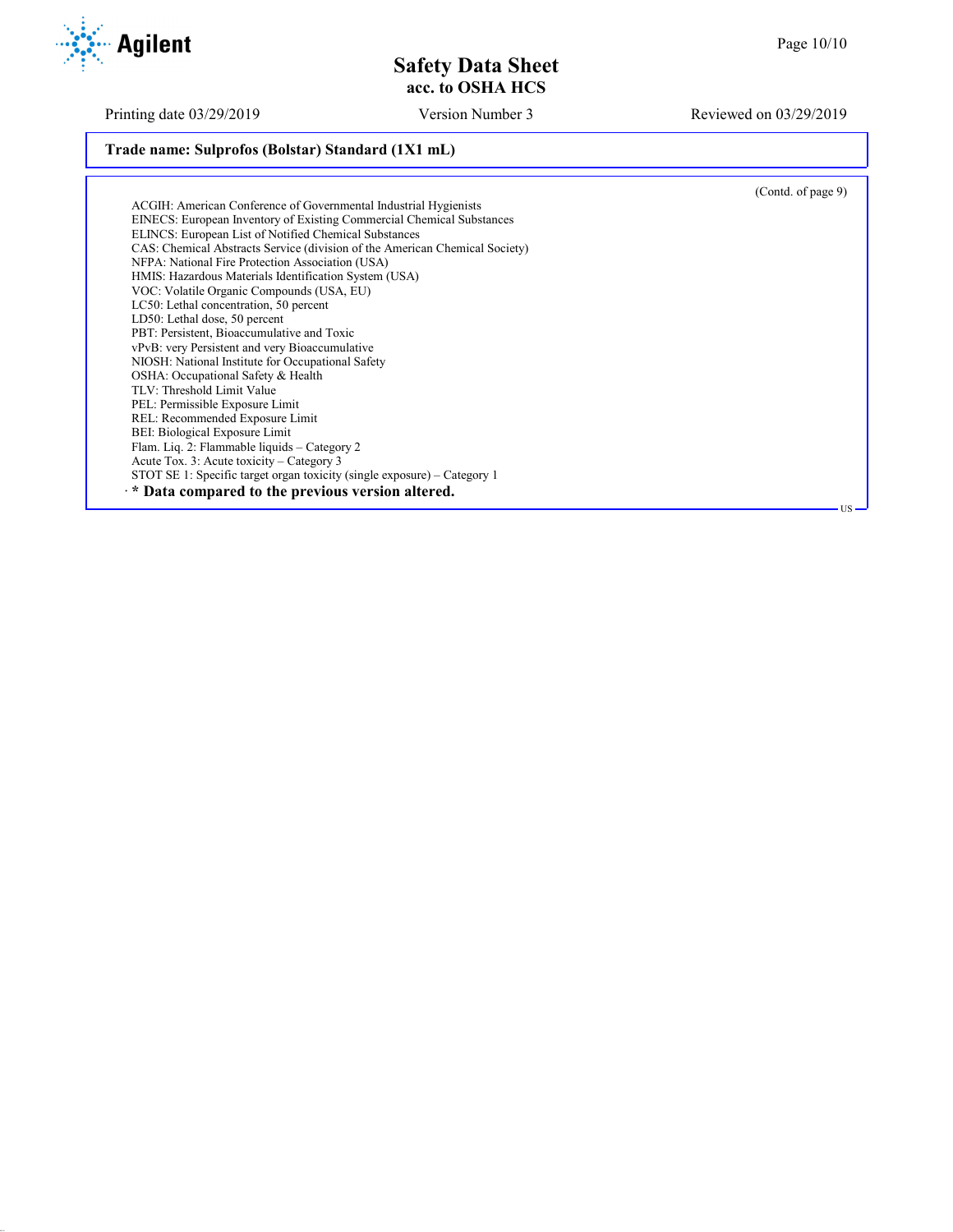**Trade name: Sulprofos (Bolstar) Standard (1X1 mL)**

(Contd. of page 9)

ACGIH: American Conference of Governmental Industrial Hygienists
EINECS: European Inventory of Existing Commercial Chemical Substances
ELINCS: European List of Notified Chemical Substances
CAS: Chemical Abstracts Service (division of the American Chemical Society)
NFPA: National Fire Protection Association (USA)
HMIS: Hazardous Materials Identification System (USA)
VOC: Volatile Organic Compounds (USA, EU)
LC50: Lethal concentration, 50 percent
LD50: Lethal dose, 50 percent
PBT: Persistent, Bioaccumulative and Toxic
vPvB: very Persistent and very Bioaccumulative
NIOSH: National Institute for Occupational Safety
OSHA: Occupational Safety & Health
TLV: Threshold Limit Value
PEL: Permissible Exposure Limit
REL: Recommended Exposure Limit
BEI: Biological Exposure Limit
Flam. Liq. 2: Flammable liquids – Category 2
Acute Tox. 3: Acute toxicity – Category 3
STOT SE 1: Specific target organ toxicity (single exposure) – Category 1

· **\* Data compared to the previous version altered.**

US